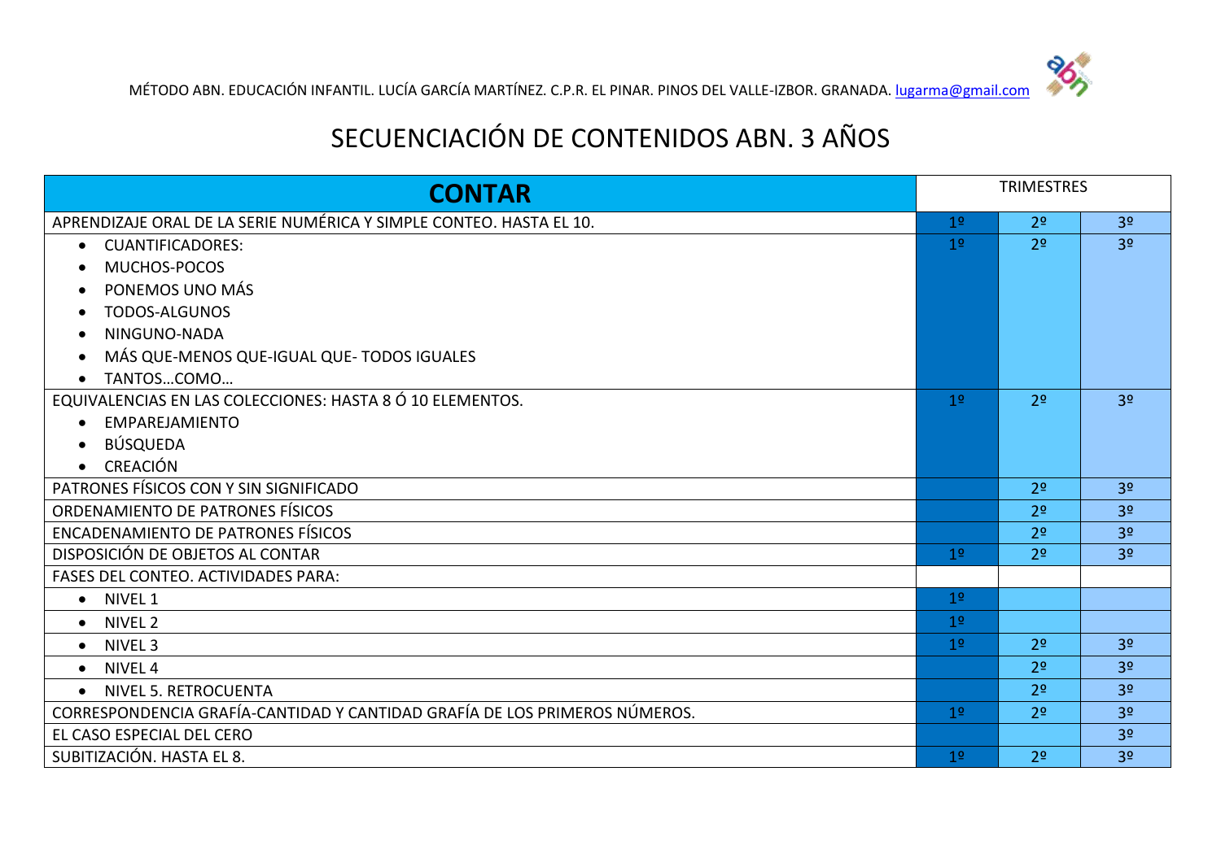MÉTODO ABN. EDUCACIÓN INFANTIL. LUCÍA GARCÍA MARTÍNEZ. C.P.R. EL PINAR. PINOS DEL VALLE-IZBOR. GRANADA. lugarma@gmail.com

# SECUENCIACIÓN DE CONTENIDOS ABN. 3 AÑOS

| **CONTAR** | TRIMESTRES | | |
|---|---|---|---|
| APRENDIZAJE ORAL DE LA SERIE NUMÉRICA Y SIMPLE CONTEO. HASTA EL 10. | 1º | 2º | 3º |
| • CUANTIFICADORES:<br>• MUCHOS-POCOS<br>• PONEMOS UNO MÁS<br>• TODOS-ALGUNOS<br>• NINGUNO-NADA<br>• MÁS QUE-MENOS QUE-IGUAL QUE- TODOS IGUALES<br>• TANTOS…COMO… | 1º | 2º | 3º |
| EQUIVALENCIAS EN LAS COLECCIONES: HASTA 8 Ó 10 ELEMENTOS.<br>• EMPAREJAMIENTO<br>• BÚSQUEDA<br>• CREACIÓN | 1º | 2º | 3º |
| PATRONES FÍSICOS CON Y SIN SIGNIFICADO | | 2º | 3º |
| ORDENAMIENTO DE PATRONES FÍSICOS | | 2º | 3º |
| ENCADENAMIENTO DE PATRONES FÍSICOS | | 2º | 3º |
| DISPOSICIÓN DE OBJETOS AL CONTAR | 1º | 2º | 3º |
| FASES DEL CONTEO. ACTIVIDADES PARA: | | | |
| • NIVEL 1 | 1º | | |
| • NIVEL 2 | 1º | | |
| • NIVEL 3 | 1º | 2º | 3º |
| • NIVEL 4 | | 2º | 3º |
| • NIVEL 5. RETROCUENTA | | 2º | 3º |
| CORRESPONDENCIA GRAFÍA-CANTIDAD Y CANTIDAD GRAFÍA DE LOS PRIMEROS NÚMEROS. | 1º | 2º | 3º |
| EL CASO ESPECIAL DEL CERO | | | 3º |
| SUBITIZACIÓN. HASTA EL 8. | 1º | 2º | 3º |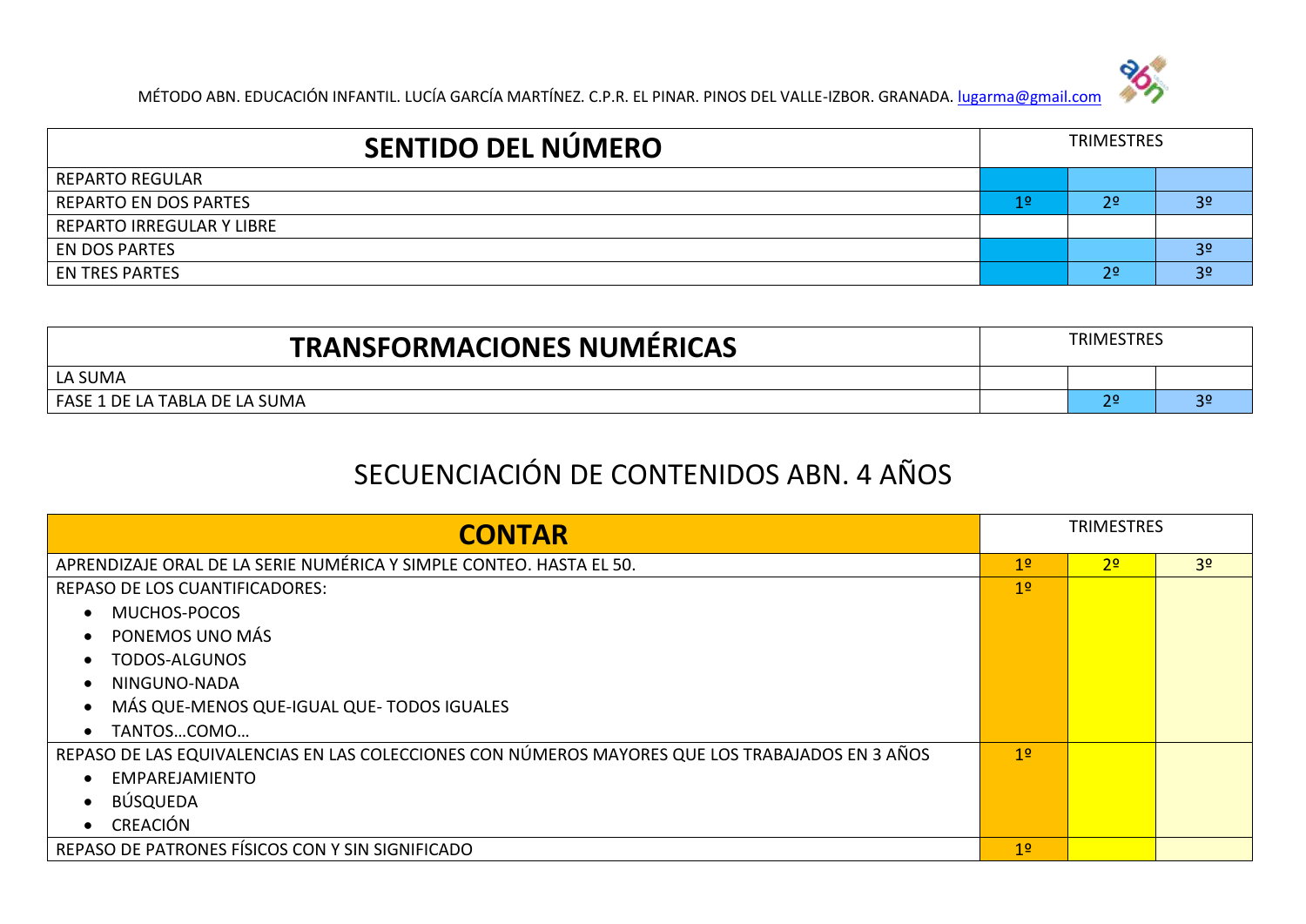| SENTIDO DEL NÚMERO | TRIMESTRES | | |
|---|---|---|---|
| REPARTO REGULAR | | | |
| REPARTO EN DOS PARTES | 1º | 2º | 3º |
| REPARTO IRREGULAR Y LIBRE | | | |
| EN DOS PARTES | | | 3º |
| EN TRES PARTES | | 2º | 3º |

| TRANSFORMACIONES NUMÉRICAS | TRIMESTRES | | |
|---|---|---|---|
| LA SUMA | | | |
| FASE 1 DE LA TABLA DE LA SUMA | | 2º | 3º |

# SECUENCIACIÓN DE CONTENIDOS ABN. 4 AÑOS

| CONTAR | TRIMESTRES | | |
|---|---|---|---|
| APRENDIZAJE ORAL DE LA SERIE NUMÉRICA Y SIMPLE CONTEO. HASTA EL 50. | 1º | 2º | 3º |
| REPASO DE LOS CUANTIFICADORES:<br>• MUCHOS-POCOS<br>• PONEMOS UNO MÁS<br>• TODOS-ALGUNOS<br>• NINGUNO-NADA<br>• MÁS QUE-MENOS QUE-IGUAL QUE- TODOS IGUALES<br>• TANTOS…COMO… | 1º | | |
| REPASO DE LAS EQUIVALENCIAS EN LAS COLECCIONES CON NÚMEROS MAYORES QUE LOS TRABAJADOS EN 3 AÑOS<br>• EMPAREJAMIENTO<br>• BÚSQUEDA<br>• CREACIÓN | 1º | | |
| REPASO DE PATRONES FÍSICOS CON Y SIN SIGNIFICADO | 1º | | |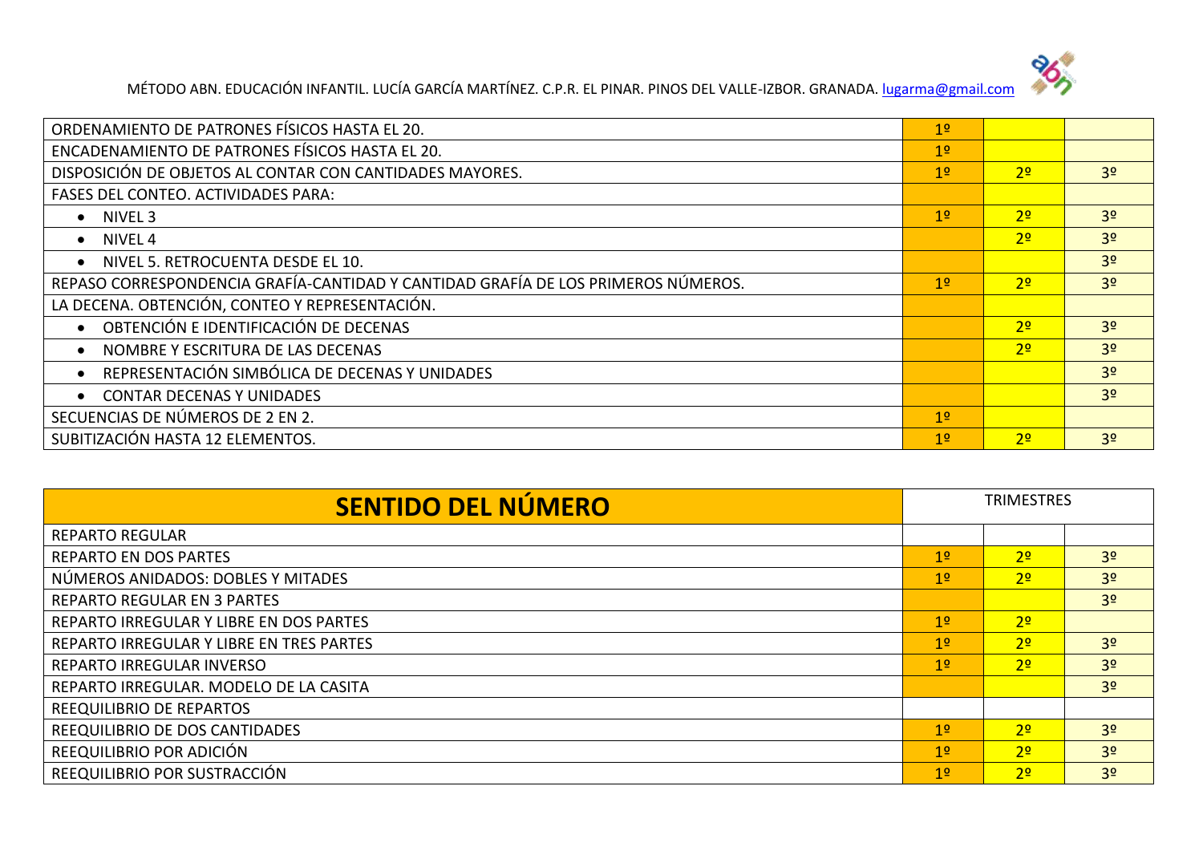| | | | |
|---|---|---|---|
| ORDENAMIENTO DE PATRONES FÍSICOS HASTA EL 20. | 1º | | |
| ENCADENAMIENTO DE PATRONES FÍSICOS HASTA EL 20. | 1º | | |
| DISPOSICIÓN DE OBJETOS AL CONTAR CON CANTIDADES MAYORES. | 1º | 2º | 3º |
| FASES DEL CONTEO. ACTIVIDADES PARA: | | | |
| • NIVEL 3 | 1º | 2º | 3º |
| • NIVEL 4 | | 2º | 3º |
| • NIVEL 5. RETROCUENTA DESDE EL 10. | | | 3º |
| REPASO CORRESPONDENCIA GRAFÍA-CANTIDAD Y CANTIDAD GRAFÍA DE LOS PRIMEROS NÚMEROS. | 1º | 2º | 3º |
| LA DECENA. OBTENCIÓN, CONTEO Y REPRESENTACIÓN. | | | |
| • OBTENCIÓN E IDENTIFICACIÓN DE DECENAS | | 2º | 3º |
| • NOMBRE Y ESCRITURA DE LAS DECENAS | | 2º | 3º |
| • REPRESENTACIÓN SIMBÓLICA DE DECENAS Y UNIDADES | | | 3º |
| • CONTAR DECENAS Y UNIDADES | | | 3º |
| SECUENCIAS DE NÚMEROS DE 2 EN 2. | 1º | | |
| SUBITIZACIÓN HASTA 12 ELEMENTOS. | 1º | 2º | 3º |

| **SENTIDO DEL NÚMERO** | TRIMESTRES | | |
|---|---|---|---|
| REPARTO REGULAR | | | |
| REPARTO EN DOS PARTES | 1º | 2º | 3º |
| NÚMEROS ANIDADOS: DOBLES Y MITADES | 1º | 2º | 3º |
| REPARTO REGULAR EN 3 PARTES | | | 3º |
| REPARTO IRREGULAR Y LIBRE EN DOS PARTES | 1º | 2º | |
| REPARTO IRREGULAR Y LIBRE EN TRES PARTES | 1º | 2º | 3º |
| REPARTO IRREGULAR INVERSO | 1º | 2º | 3º |
| REPARTO IRREGULAR. MODELO DE LA CASITA | | | 3º |
| REEQUILIBRIO DE REPARTOS | | | |
| REEQUILIBRIO DE DOS CANTIDADES | 1º | 2º | 3º |
| REEQUILIBRIO POR ADICIÓN | 1º | 2º | 3º |
| REEQUILIBRIO POR SUSTRACCIÓN | 1º | 2º | 3º |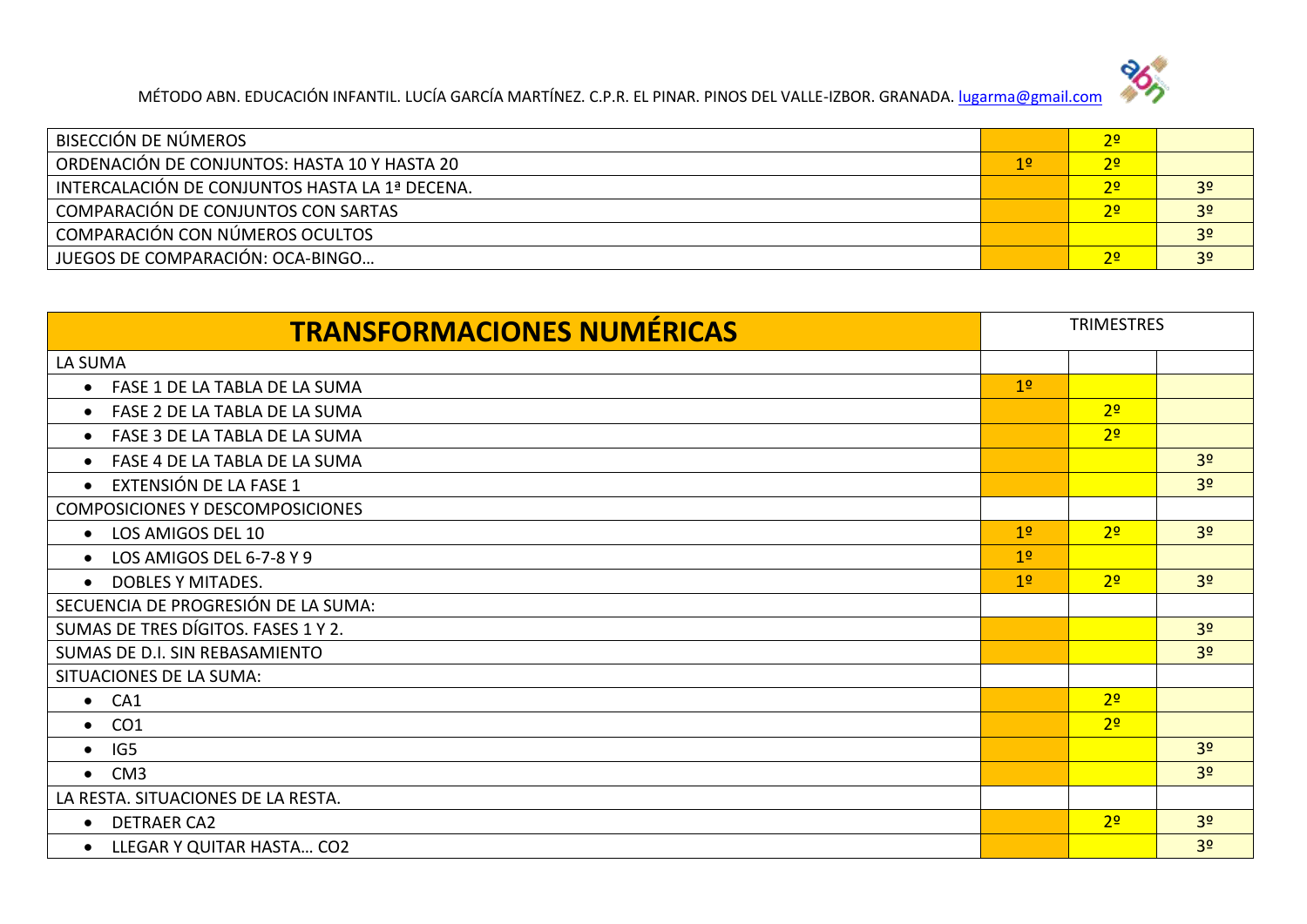| | | | |
|---|---|---|---|
| BISECCIÓN DE NÚMEROS | | 2º | |
| ORDENACIÓN DE CONJUNTOS: HASTA 10 Y HASTA 20 | 1º | 2º | |
| INTERCALACIÓN DE CONJUNTOS HASTA LA 1ª DECENA. | | 2º | 3º |
| COMPARACIÓN DE CONJUNTOS CON SARTAS | | 2º | 3º |
| COMPARACIÓN CON NÚMEROS OCULTOS | | | 3º |
| JUEGOS DE COMPARACIÓN: OCA-BINGO… | | 2º | 3º |

| **TRANSFORMACIONES NUMÉRICAS** | TRIMESTRES | | |
|---|---|---|---|
| LA SUMA | | | |
| • FASE 1 DE LA TABLA DE LA SUMA | 1º | | |
| • FASE 2 DE LA TABLA DE LA SUMA | | 2º | |
| • FASE 3 DE LA TABLA DE LA SUMA | | 2º | |
| • FASE 4 DE LA TABLA DE LA SUMA | | | 3º |
| • EXTENSIÓN DE LA FASE 1 | | | 3º |
| COMPOSICIONES Y DESCOMPOSICIONES | | | |
| • LOS AMIGOS DEL 10 | 1º | 2º | 3º |
| • LOS AMIGOS DEL 6-7-8 Y 9 | 1º | | |
| • DOBLES Y MITADES. | 1º | 2º | 3º |
| SECUENCIA DE PROGRESIÓN DE LA SUMA: | | | |
| SUMAS DE TRES DÍGITOS. FASES 1 Y 2. | | | 3º |
| SUMAS DE D.I. SIN REBASAMIENTO | | | 3º |
| SITUACIONES DE LA SUMA: | | | |
| • CA1 | | 2º | |
| • CO1 | | 2º | |
| • IG5 | | | 3º |
| • CM3 | | | 3º |
| LA RESTA. SITUACIONES DE LA RESTA. | | | |
| • DETRAER CA2 | | 2º | 3º |
| • LLEGAR Y QUITAR HASTA… CO2 | | | 3º |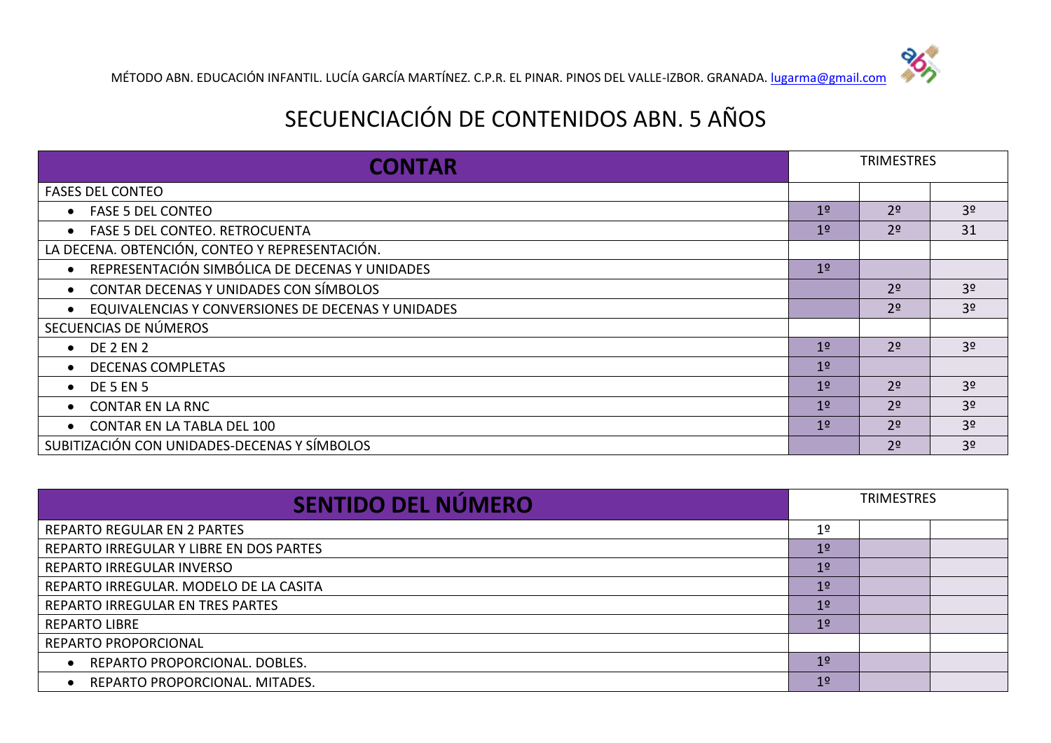MÉTODO ABN. EDUCACIÓN INFANTIL. LUCÍA GARCÍA MARTÍNEZ. C.P.R. EL PINAR. PINOS DEL VALLE-IZBOR. GRANADA. lugarma@gmail.com

# SECUENCIACIÓN DE CONTENIDOS ABN. 5 AÑOS

| **CONTAR** | TRIMESTRES | | |
|---|---|---|---|
| FASES DEL CONTEO | | | |
| • FASE 5 DEL CONTEO | 1º | 2º | 3º |
| • FASE 5 DEL CONTEO. RETROCUENTA | 1º | 2º | 31 |
| LA DECENA. OBTENCIÓN, CONTEO Y REPRESENTACIÓN. | | | |
| • REPRESENTACIÓN SIMBÓLICA DE DECENAS Y UNIDADES | 1º | | |
| • CONTAR DECENAS Y UNIDADES CON SÍMBOLOS | | 2º | 3º |
| • EQUIVALENCIAS Y CONVERSIONES DE DECENAS Y UNIDADES | | 2º | 3º |
| SECUENCIAS DE NÚMEROS | | | |
| • DE 2 EN 2 | 1º | 2º | 3º |
| • DECENAS COMPLETAS | 1º | | |
| • DE 5 EN 5 | 1º | 2º | 3º |
| • CONTAR EN LA RNC | 1º | 2º | 3º |
| • CONTAR EN LA TABLA DEL 100 | 1º | 2º | 3º |
| SUBITIZACIÓN CON UNIDADES-DECENAS Y SÍMBOLOS | | 2º | 3º |

| **SENTIDO DEL NÚMERO** | TRIMESTRES | | |
|---|---|---|---|
| REPARTO REGULAR EN 2 PARTES | 1º | | |
| REPARTO IRREGULAR Y LIBRE EN DOS PARTES | 1º | | |
| REPARTO IRREGULAR INVERSO | 1º | | |
| REPARTO IRREGULAR. MODELO DE LA CASITA | 1º | | |
| REPARTO IRREGULAR EN TRES PARTES | 1º | | |
| REPARTO LIBRE | 1º | | |
| REPARTO PROPORCIONAL | | | |
| • REPARTO PROPORCIONAL. DOBLES. | 1º | | |
| • REPARTO PROPORCIONAL. MITADES. | 1º | | |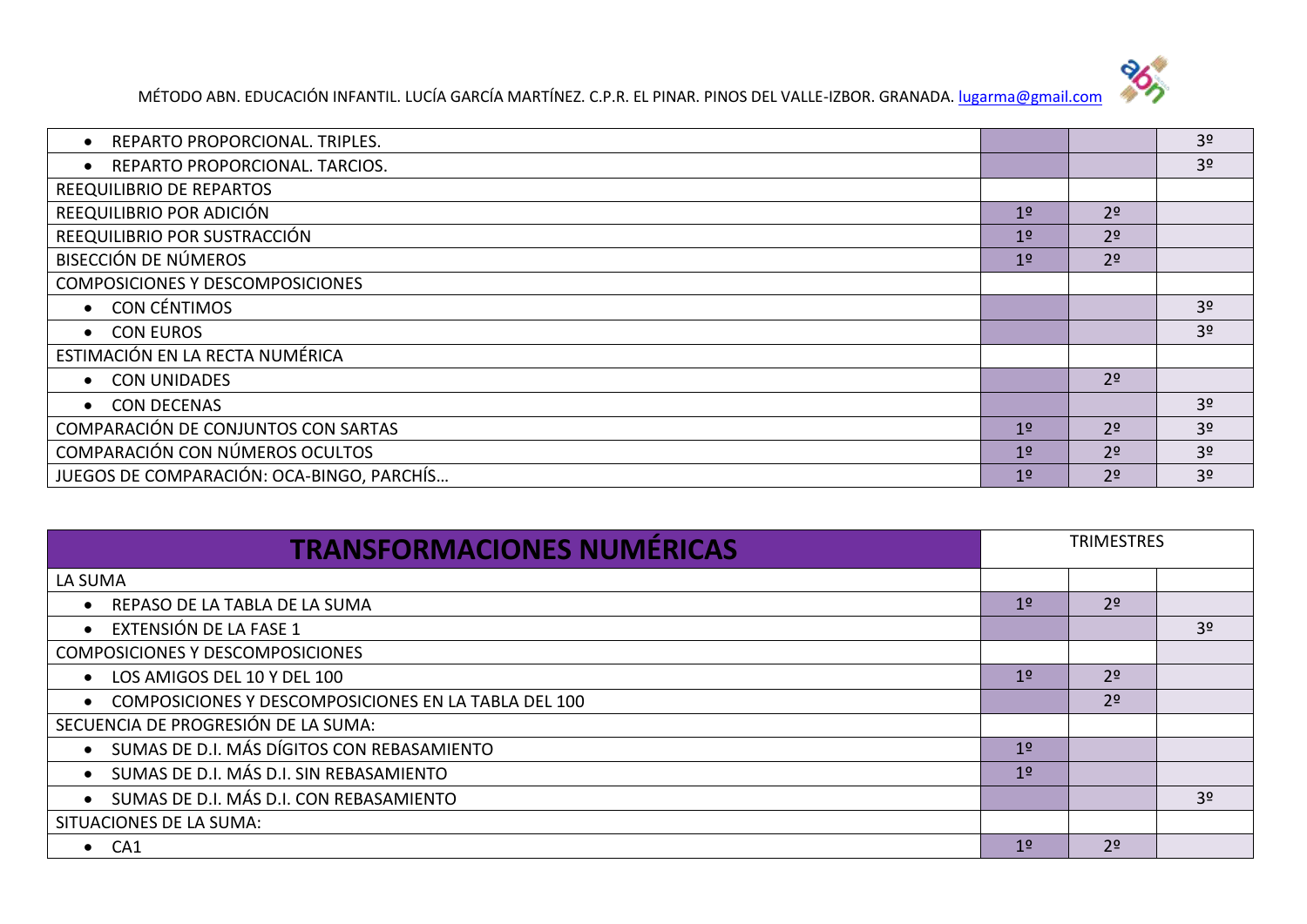| | | | |
|---|---|---|---|
| • REPARTO PROPORCIONAL. TRIPLES. | | | 3º |
| • REPARTO PROPORCIONAL. TARCIOS. | | | 3º |
| REEQUILIBRIO DE REPARTOS | | | |
| REEQUILIBRIO POR ADICIÓN | 1º | 2º | |
| REEQUILIBRIO POR SUSTRACCIÓN | 1º | 2º | |
| BISECCIÓN DE NÚMEROS | 1º | 2º | |
| COMPOSICIONES Y DESCOMPOSICIONES | | | |
| • CON CÉNTIMOS | | | 3º |
| • CON EUROS | | | 3º |
| ESTIMACIÓN EN LA RECTA NUMÉRICA | | | |
| • CON UNIDADES | | 2º | |
| • CON DECENAS | | | 3º |
| COMPARACIÓN DE CONJUNTOS CON SARTAS | 1º | 2º | 3º |
| COMPARACIÓN CON NÚMEROS OCULTOS | 1º | 2º | 3º |
| JUEGOS DE COMPARACIÓN: OCA-BINGO, PARCHÍS… | 1º | 2º | 3º |

| **TRANSFORMACIONES NUMÉRICAS** | TRIMESTRES | | |
|---|---|---|---|
| LA SUMA | | | |
| • REPASO DE LA TABLA DE LA SUMA | 1º | 2º | |
| • EXTENSIÓN DE LA FASE 1 | | | 3º |
| COMPOSICIONES Y DESCOMPOSICIONES | | | |
| • LOS AMIGOS DEL 10 Y DEL 100 | 1º | 2º | |
| • COMPOSICIONES Y DESCOMPOSICIONES EN LA TABLA DEL 100 | | 2º | |
| SECUENCIA DE PROGRESIÓN DE LA SUMA: | | | |
| • SUMAS DE D.I. MÁS DÍGITOS CON REBASAMIENTO | 1º | | |
| • SUMAS DE D.I. MÁS D.I. SIN REBASAMIENTO | 1º | | |
| • SUMAS DE D.I. MÁS D.I. CON REBASAMIENTO | | | 3º |
| SITUACIONES DE LA SUMA: | | | |
| • CA1 | 1º | 2º | |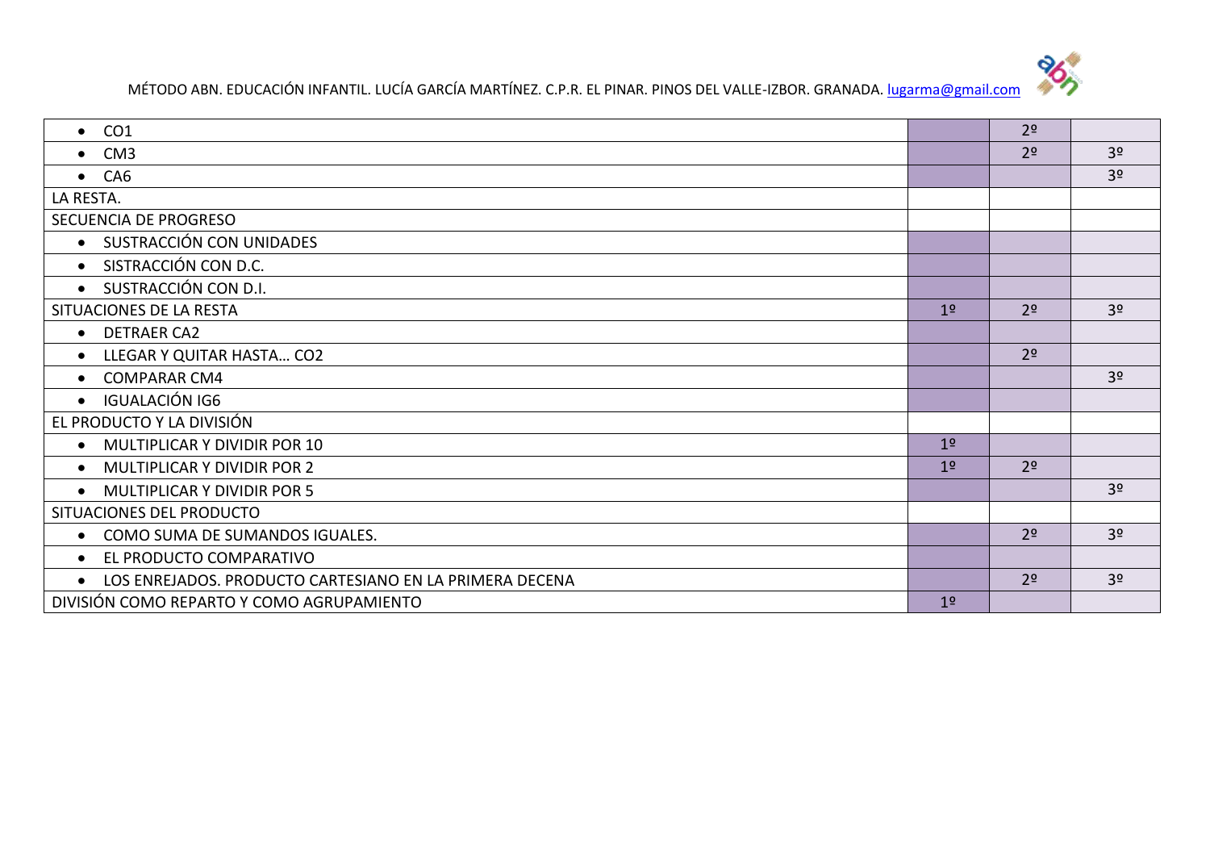| | | | |
|---|---|---|---|
| • CO1 | | 2º | |
| • CM3 | | 2º | 3º |
| • CA6 | | | 3º |
| LA RESTA. | | | |
| SECUENCIA DE PROGRESO | | | |
| • SUSTRACCIÓN CON UNIDADES | | | |
| • SISTRACCIÓN CON D.C. | | | |
| • SUSTRACCIÓN CON D.I. | | | |
| SITUACIONES DE LA RESTA | 1º | 2º | 3º |
| • DETRAER CA2 | | | |
| • LLEGAR Y QUITAR HASTA… CO2 | | 2º | |
| • COMPARAR CM4 | | | 3º |
| • IGUALACIÓN IG6 | | | |
| EL PRODUCTO Y LA DIVISIÓN | | | |
| • MULTIPLICAR Y DIVIDIR POR 10 | 1º | | |
| • MULTIPLICAR Y DIVIDIR POR 2 | 1º | 2º | |
| • MULTIPLICAR Y DIVIDIR POR 5 | | | 3º |
| SITUACIONES DEL PRODUCTO | | | |
| • COMO SUMA DE SUMANDOS IGUALES. | | 2º | 3º |
| • EL PRODUCTO COMPARATIVO | | | |
| • LOS ENREJADOS. PRODUCTO CARTESIANO EN LA PRIMERA DECENA | | 2º | 3º |
| DIVISIÓN COMO REPARTO Y COMO AGRUPAMIENTO | 1º | | |